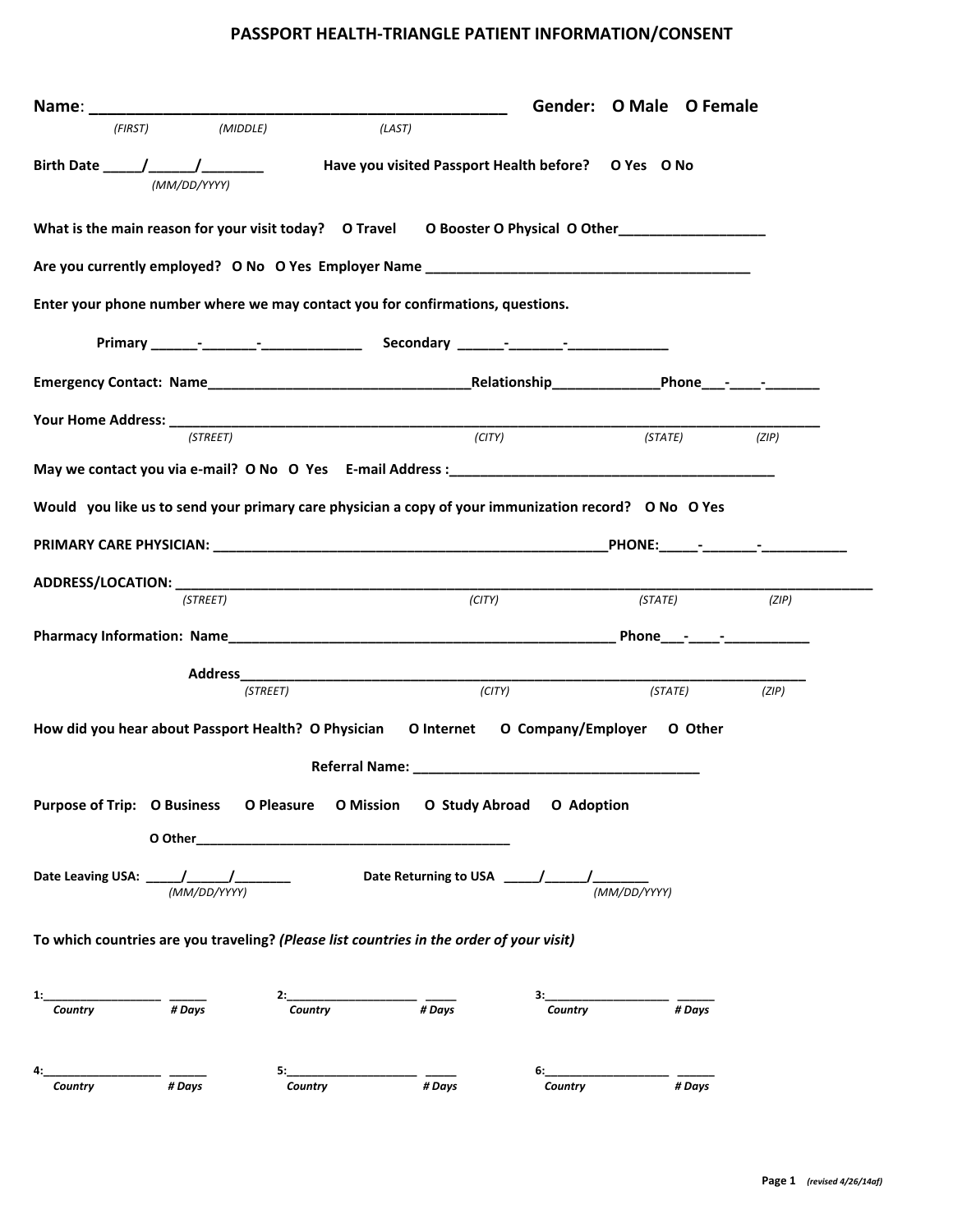# PASSPORT HEALTH-TRIANGLE PATIENT INFORMATION/CONSENT

**Name**: _______________________________________________ **Gender: O Male O Female**

*(FIRST) (MIDDLE) (LAST)*

**Birth Date _____/______/________** **Have you visited Passport Health before? O Yes O No**

*(MM/DD/YYYY)*

**What is the main reason for your visit today? O Travel O Booster O Physical O Other__________________**

**Are you currently employed? O No O Yes Employer Name ________________________________________**

**Enter your phone number where we may contact you for confirmations, questions.**

**Primary ______-_______-_____________ Secondary ______-_______-_____________**

**Emergency Contact: Name_________________________________Relationship_____________Phone___-____-_______**

**Your Home Address: _______________________________________________________________________________**

*(STREET) (CITY) (STATE) (ZIP)*

**May we contact you via e-mail? O No O Yes E-mail Address :__________________________________________**

**Would you like us to send your primary care physician a copy of your immunization record? O No O Yes**

**PRIMARY CARE PHYSICIAN: __________________________________________________PHONE:_____-_______-___________**

**ADDRESS/LOCATION: _________________________________________________________________________________**

*(STREET) (CITY) (STATE) (ZIP)*

**Pharmacy Information: Name_________________________________________________ Phone___-____-___________**

**Address______________________________________________________________________________**

*(STREET) (CITY) (STATE) (ZIP)*

**How did you hear about Passport Health? O Physician O Internet O Company/Employer O Other**

**Referral Name: ______________________________________**

**Purpose of Trip: O Business O Pleasure O Mission O Study Abroad O Adoption**

**O Other__________________________________________**

**Date Leaving USA: _____/______/________** **Date Returning to USA _____/______/________**

*(MM/DD/YYYY) (MM/DD/YYYY)*

**To which countries are you traveling?** ***(Please list countries in the order of your visit)***

**1:__________________ ______** **2:___________________ _____** **3:___________________ ______**

***Country # Days Country # Days Country # Days***

**4:__________________ ______** **5:___________________ _____** **6:___________________ ______**

***Country # Days Country # Days Country # Days***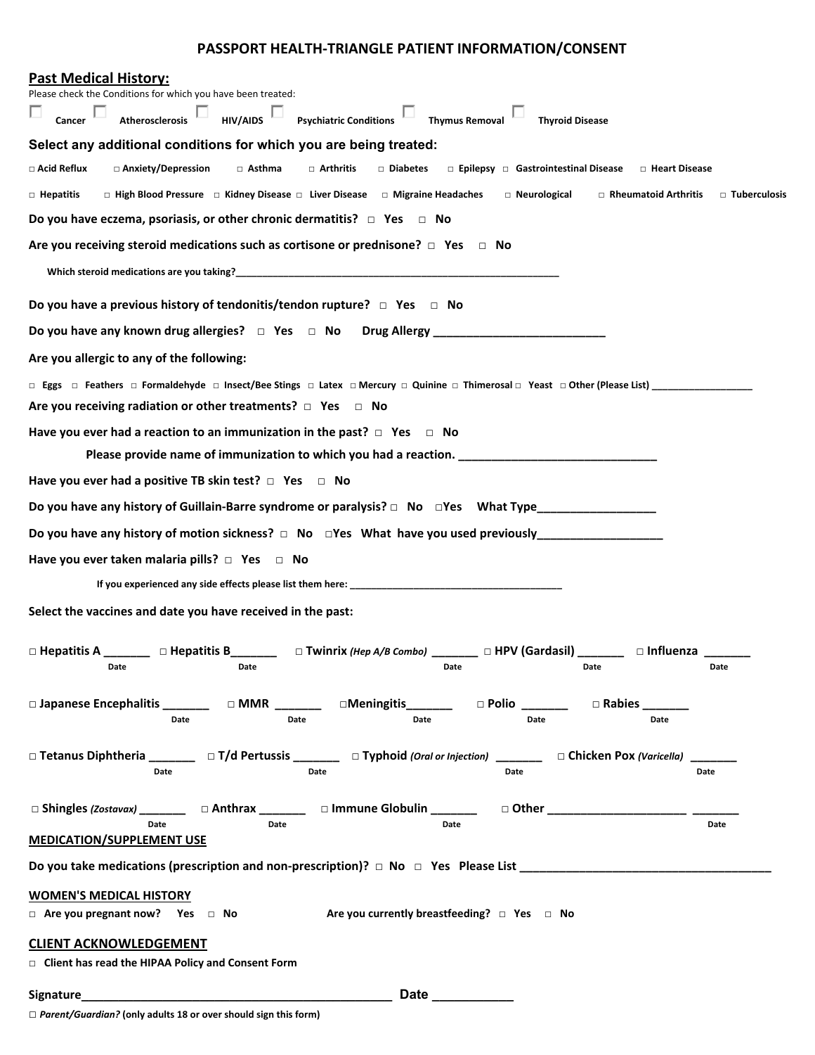# PASSPORT HEALTH-TRIANGLE PATIENT INFORMATION/CONSENT

## Past Medical History:

Please check the Conditions for which you have been treated:

☐ Cancer ☐ Atherosclerosis ☐ HIV/AIDS ☐ Psychiatric Conditions ☐ Thymus Removal ☐ Thyroid Disease

### Select any additional conditions for which you are being treated:

□ Acid Reflux □ Anxiety/Depression □ Asthma □ Arthritis □ Diabetes □ Epilepsy □ Gastrointestinal Disease □ Heart Disease

□ Hepatitis □ High Blood Pressure □ Kidney Disease □ Liver Disease □ Migraine Headaches □ Neurological □ Rheumatoid Arthritis □ Tuberculosis

**Do you have eczema, psoriasis, or other chronic dermatitis? □ Yes □ No**

**Are you receiving steroid medications such as cortisone or prednisone? □ Yes □ No**

Which steroid medications are you taking?____________________________________________________________

**Do you have a previous history of tendonitis/tendon rupture? □ Yes □ No**

**Do you have any known drug allergies? □ Yes □ No Drug Allergy __________________________**

**Are you allergic to any of the following:**

□ Eggs □ Feathers □ Formaldehyde □ Insect/Bee Stings □ Latex □ Mercury □ Quinine □ Thimerosal □ Yeast □ Other (Please List) __________________

**Are you receiving radiation or other treatments? □ Yes □ No**

**Have you ever had a reaction to an immunization in the past? □ Yes □ No**

**Please provide name of immunization to which you had a reaction. ______________________________**

**Have you ever had a positive TB skin test? □ Yes □ No**

**Do you have any history of Guillain-Barre syndrome or paralysis? □ No □Yes What Type__________________**

**Do you have any history of motion sickness? □ No □Yes What have you used previously___________________**

**Have you ever taken malaria pills? □ Yes □ No**

If you experienced any side effects please list them here: ________________________________________

**Select the vaccines and date you have received in the past:**

**□ Hepatitis A** _______ (Date) **□ Hepatitis B**_______ (Date) **□ Twinrix** *(Hep A/B Combo)* _______ (Date) **□ HPV (Gardasil)** _______ (Date) **□ Influenza** _______ (Date)

**□ Japanese Encephalitis** _______ (Date) **□ MMR** _______ (Date) **□Meningitis**_______ (Date) **□ Polio** _______ (Date) **□ Rabies** _______ (Date)

**□ Tetanus Diphtheria** _______ (Date) **□ T/d Pertussis** _______ (Date) **□ Typhoid** *(Oral or Injection)* _______ (Date) **□ Chicken Pox** *(Varicella)* _______ (Date)

**□ Shingles** *(Zostavax)* _______ (Date) **□ Anthrax** _______ (Date) **□ Immune Globulin** _______ (Date) **□ Other** ____________________ _______ (Date)

**MEDICATION/SUPPLEMENT USE**

**Do you take medications (prescription and non-prescription)? □ No □ Yes Please List _____________________________________**

**WOMEN'S MEDICAL HISTORY**

**□ Are you pregnant now? Yes □ No** **Are you currently breastfeeding? □ Yes □ No**

**CLIENT ACKNOWLEDGEMENT**

**□ Client has read the HIPAA Policy and Consent Form**

**Signature**_______________________________________________ **Date** ___________

□ *Parent/Guardian?* **(only adults 18 or over should sign this form)**